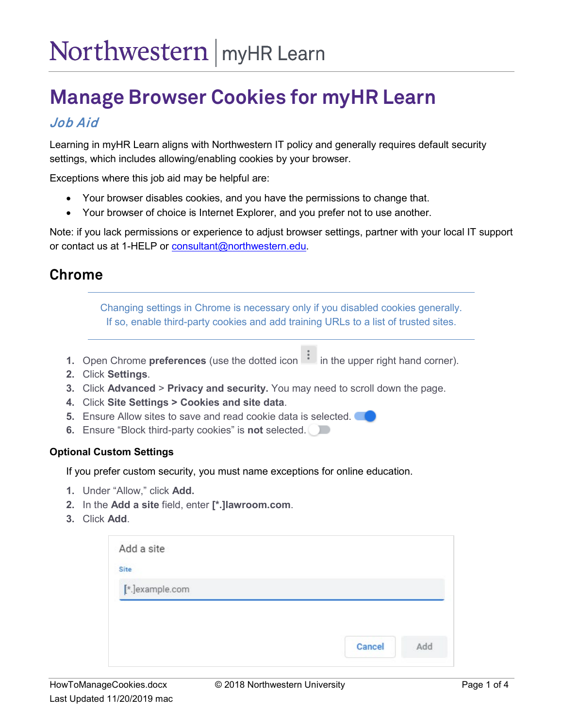# Northwestern | myHR Learn

# Manage Browser Cookies for myHR Learn

## *Job Aid*

Learning in myHR Learn aligns with Northwestern IT policy and generally requires default security settings, which includes allowing/enabling cookies by your browser.

Exceptions where this job aid may be helpful are:

- Your browser disables cookies, and you have the permissions to change that.
- Your browser of choice is Internet Explorer, and you prefer not to use another.

Note: if you lack permissions or experience to adjust browser settings, partner with your local IT support or contact us at 1-HELP or consultant@northwestern.edu.

## Chrome

Changing settings in Chrome is necessary only if you disabled cookies generally. If so, enable third-party cookies and add training URLs to a list of trusted sites.

1. Open Chrome **preferences** (use the dotted icon ⋮ in the upper right hand corner).
2. Click **Settings**.
3. Click **Advanced** > **Privacy and security.** You may need to scroll down the page.
4. Click **Site Settings > Cookies and site data**.
5. Ensure Allow sites to save and read cookie data is selected.
6. Ensure "Block third-party cookies" is **not** selected.

### Optional Custom Settings

If you prefer custom security, you must name exceptions for online education.

1. Under "Allow," click **Add.**
2. In the **Add a site** field, enter **[*.]lawroom.com**.
3. Click **Add**.

Add a site

Site

[*.]example.com

Cancel Add

HowToManageCookies.docx © 2018 Northwestern University
Last Updated 11/20/2019 mac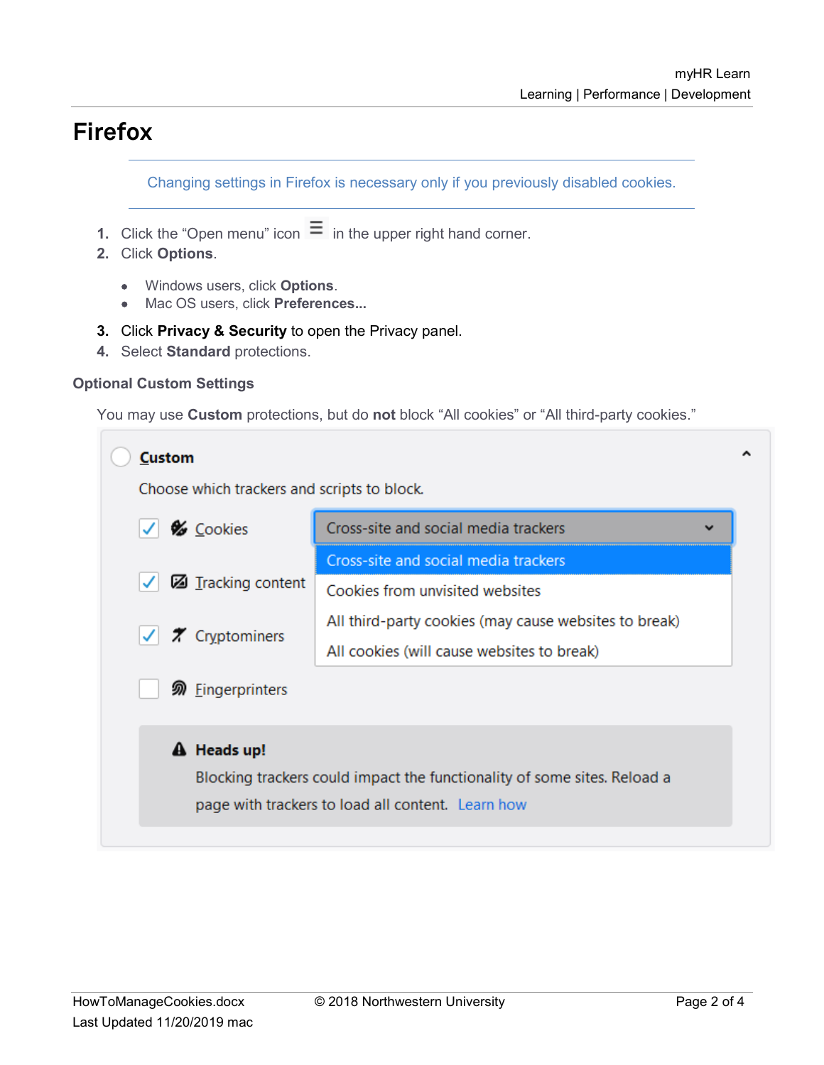# Firefox

Changing settings in Firefox is necessary only if you previously disabled cookies.

1. Click the "Open menu" icon ☰ in the upper right hand corner.
2. Click **Options**.
    - Windows users, click **Options**.
    - Mac OS users, click **Preferences...**
3. Click **Privacy & Security** to open the Privacy panel.
4. Select **Standard** protections.

### Optional Custom Settings

You may use **Custom** protections, but do **not** block "All cookies" or "All third-party cookies."

**Custom**

Choose which trackers and scripts to block.

- [x] Cookies — Cross-site and social media trackers
    - Cross-site and social media trackers
    - Cookies from unvisited websites
    - All third-party cookies (may cause websites to break)
    - All cookies (will cause websites to break)
- [x] Tracking content
- [x] Cryptominers
- [ ] Fingerprinters

**Heads up!**
Blocking trackers could impact the functionality of some sites. Reload a page with trackers to load all content. Learn how

HowToManageCookies.docx © 2018 Northwestern University
Last Updated 11/20/2019 mac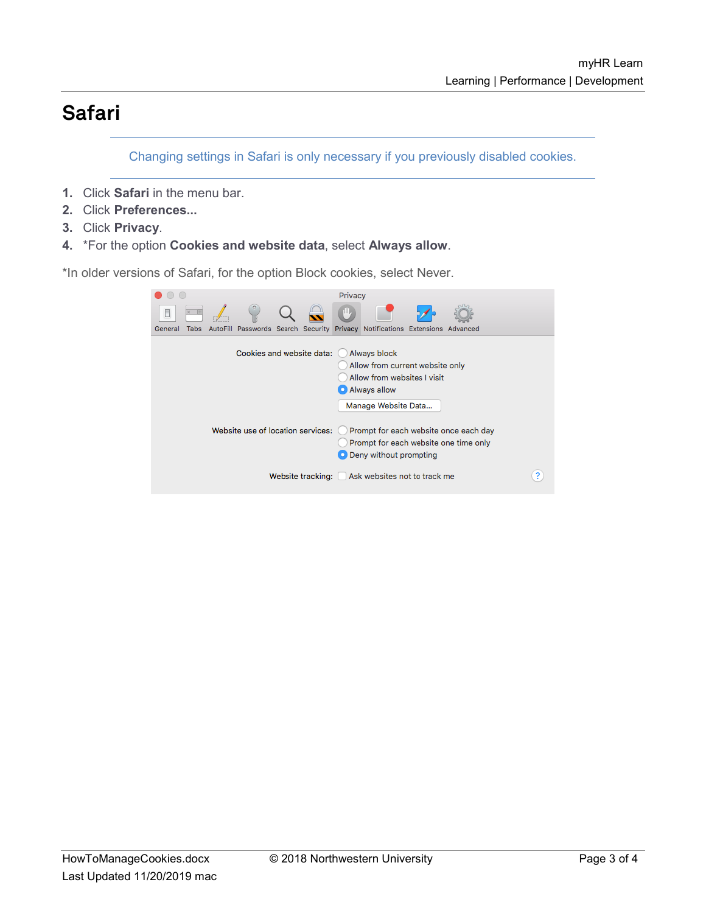# Safari

Changing settings in Safari is only necessary if you previously disabled cookies.

1. Click **Safari** in the menu bar.
2. Click **Preferences...**
3. Click **Privacy**.
4. *For the option **Cookies and website data**, select **Always allow**.

*In older versions of Safari, for the option Block cookies, select Never.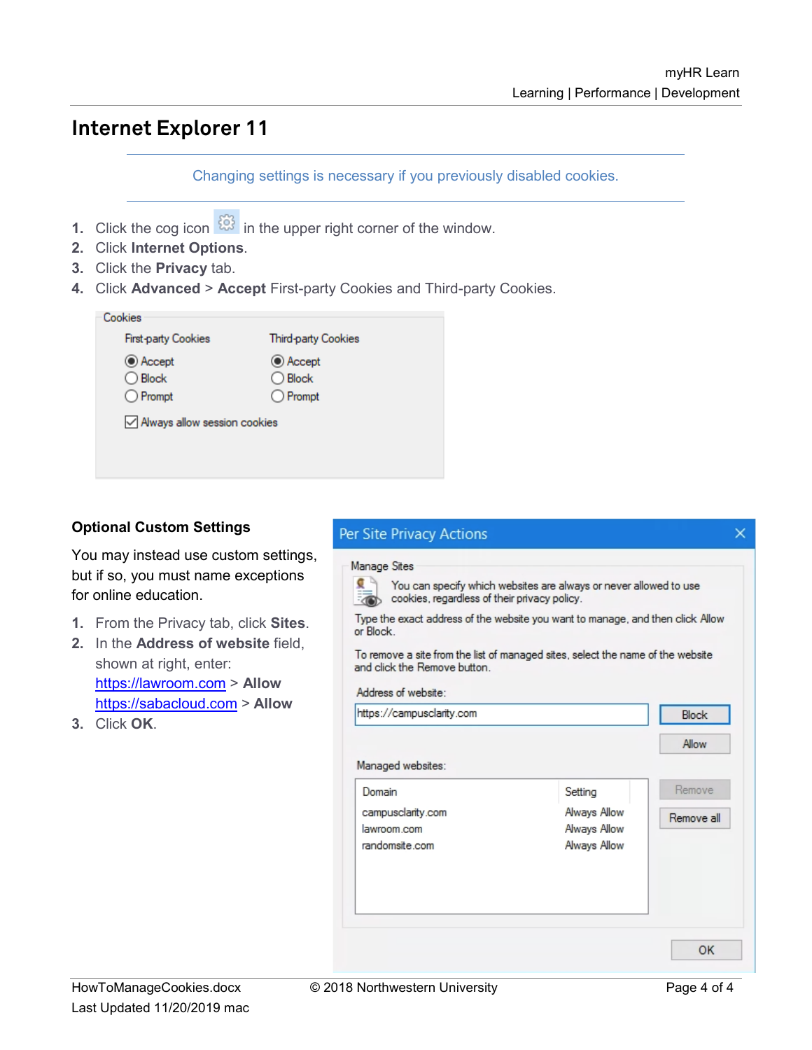# Internet Explorer 11

Changing settings is necessary if you previously disabled cookies.

1. Click the cog icon in the upper right corner of the window.
2. Click **Internet Options**.
3. Click the **Privacy** tab.
4. Click **Advanced** > **Accept** First-party Cookies and Third-party Cookies.

### Optional Custom Settings

You may instead use custom settings, but if so, you must name exceptions for online education.

1. From the Privacy tab, click **Sites**.
2. In the **Address of website** field, shown at right, enter:
   https://lawroom.com > **Allow**
   https://sabacloud.com > **Allow**
3. Click **OK**.